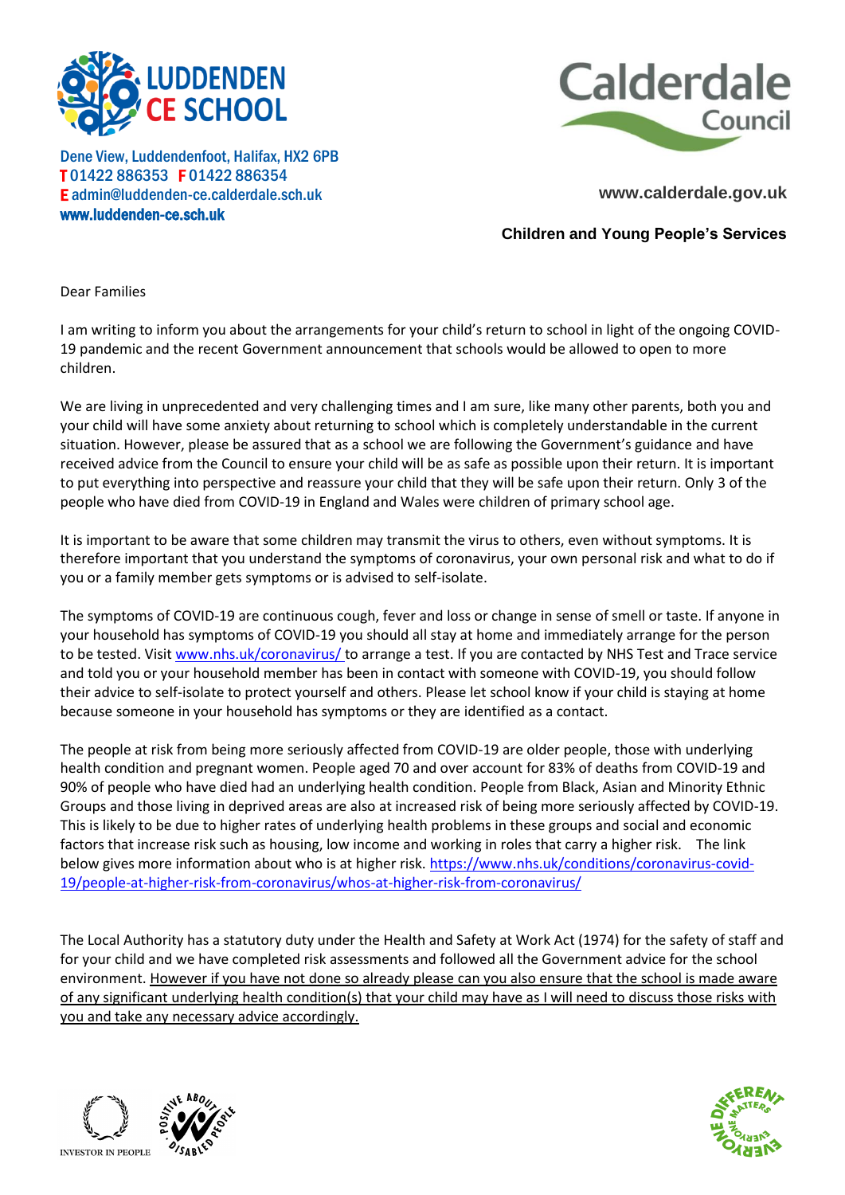**LUDDENDEN CE SCHOOL**

Dene View, Luddendenfoot, Halifax, HX2 6PB
T 01422 886353 F 01422 886354
E admin@luddenden-ce.calderdale.sch.uk
www.luddenden-ce.sch.uk

**Calderdale Council**

www.calderdale.gov.uk

**Children and Young People's Services**

Dear Families

I am writing to inform you about the arrangements for your child's return to school in light of the ongoing COVID-19 pandemic and the recent Government announcement that schools would be allowed to open to more children.

We are living in unprecedented and very challenging times and I am sure, like many other parents, both you and your child will have some anxiety about returning to school which is completely understandable in the current situation. However, please be assured that as a school we are following the Government's guidance and have received advice from the Council to ensure your child will be as safe as possible upon their return. It is important to put everything into perspective and reassure your child that they will be safe upon their return. Only 3 of the people who have died from COVID-19 in England and Wales were children of primary school age.

It is important to be aware that some children may transmit the virus to others, even without symptoms. It is therefore important that you understand the symptoms of coronavirus, your own personal risk and what to do if you or a family member gets symptoms or is advised to self-isolate.

The symptoms of COVID-19 are continuous cough, fever and loss or change in sense of smell or taste. If anyone in your household has symptoms of COVID-19 you should all stay at home and immediately arrange for the person to be tested. Visit www.nhs.uk/coronavirus/ to arrange a test. If you are contacted by NHS Test and Trace service and told you or your household member has been in contact with someone with COVID-19, you should follow their advice to self-isolate to protect yourself and others. Please let school know if your child is staying at home because someone in your household has symptoms or they are identified as a contact.

The people at risk from being more seriously affected from COVID-19 are older people, those with underlying health condition and pregnant women. People aged 70 and over account for 83% of deaths from COVID-19 and 90% of people who have died had an underlying health condition. People from Black, Asian and Minority Ethnic Groups and those living in deprived areas are also at increased risk of being more seriously affected by COVID-19. This is likely to be due to higher rates of underlying health problems in these groups and social and economic factors that increase risk such as housing, low income and working in roles that carry a higher risk. The link below gives more information about who is at higher risk. https://www.nhs.uk/conditions/coronavirus-covid-19/people-at-higher-risk-from-coronavirus/whos-at-higher-risk-from-coronavirus/

The Local Authority has a statutory duty under the Health and Safety at Work Act (1974) for the safety of staff and for your child and we have completed risk assessments and followed all the Government advice for the school environment. <u>However if you have not done so already please can you also ensure that the school is made aware of any significant underlying health condition(s) that your child may have as I will need to discuss those risks with you and take any necessary advice accordingly.</u>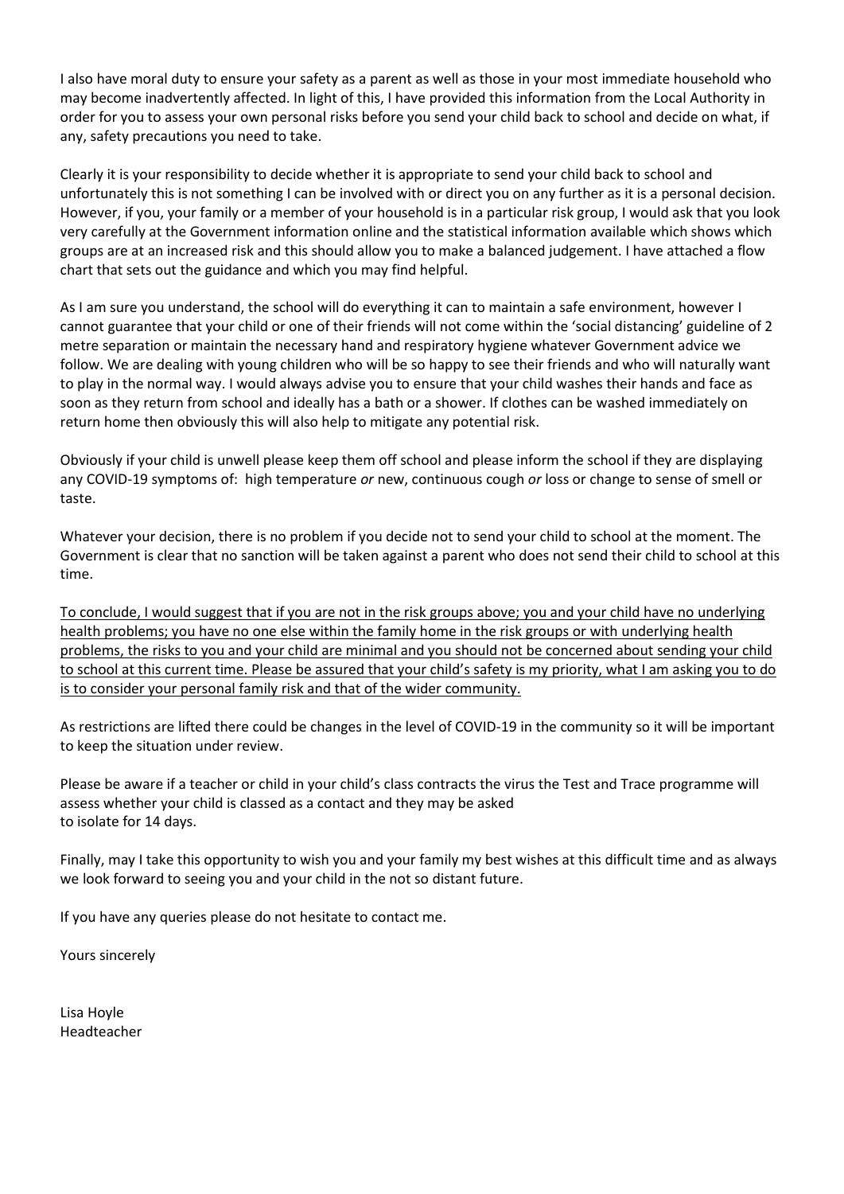I also have moral duty to ensure your safety as a parent as well as those in your most immediate household who may become inadvertently affected. In light of this, I have provided this information from the Local Authority in order for you to assess your own personal risks before you send your child back to school and decide on what, if any, safety precautions you need to take.

Clearly it is your responsibility to decide whether it is appropriate to send your child back to school and unfortunately this is not something I can be involved with or direct you on any further as it is a personal decision. However, if you, your family or a member of your household is in a particular risk group, I would ask that you look very carefully at the Government information online and the statistical information available which shows which groups are at an increased risk and this should allow you to make a balanced judgement. I have attached a flow chart that sets out the guidance and which you may find helpful.

As I am sure you understand, the school will do everything it can to maintain a safe environment, however I cannot guarantee that your child or one of their friends will not come within the 'social distancing' guideline of 2 metre separation or maintain the necessary hand and respiratory hygiene whatever Government advice we follow. We are dealing with young children who will be so happy to see their friends and who will naturally want to play in the normal way. I would always advise you to ensure that your child washes their hands and face as soon as they return from school and ideally has a bath or a shower. If clothes can be washed immediately on return home then obviously this will also help to mitigate any potential risk.

Obviously if your child is unwell please keep them off school and please inform the school if they are displaying any COVID-19 symptoms of: high temperature *or* new, continuous cough *or* loss or change to sense of smell or taste.

Whatever your decision, there is no problem if you decide not to send your child to school at the moment. The Government is clear that no sanction will be taken against a parent who does not send their child to school at this time.

<u>To conclude, I would suggest that if you are not in the risk groups above; you and your child have no underlying health problems; you have no one else within the family home in the risk groups or with underlying health problems, the risks to you and your child are minimal and you should not be concerned about sending your child to school at this current time. Please be assured that your child's safety is my priority, what I am asking you to do is to consider your personal family risk and that of the wider community.</u>

As restrictions are lifted there could be changes in the level of COVID-19 in the community so it will be important to keep the situation under review.

Please be aware if a teacher or child in your child's class contracts the virus the Test and Trace programme will assess whether your child is classed as a contact and they may be asked to isolate for 14 days.

Finally, may I take this opportunity to wish you and your family my best wishes at this difficult time and as always we look forward to seeing you and your child in the not so distant future.

If you have any queries please do not hesitate to contact me.

Yours sincerely

Lisa Hoyle
Headteacher